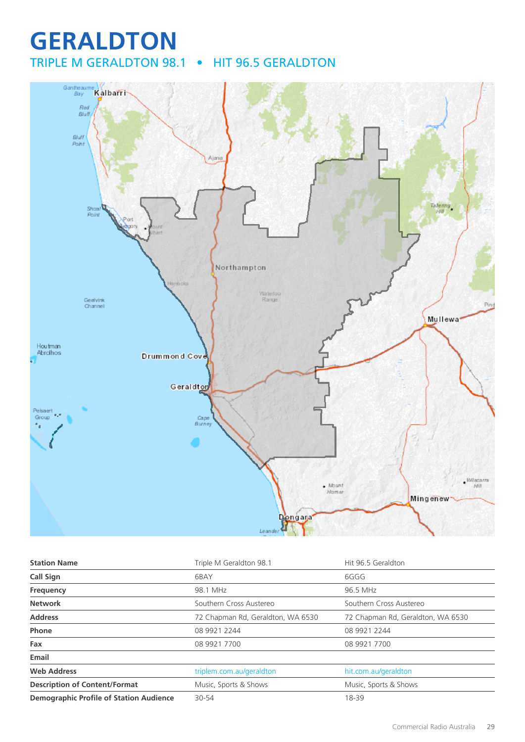# GERALDTON

## TRIPLE M GERALDTON 98.1 • HIT 96.5 GERALDTON

| Station Name | Triple M Geraldton 98.1 | Hit 96.5 Geraldton |
|---|---|---|
| Call Sign | 6BAY | 6GGG |
| Frequency | 98.1 MHz | 96.5 MHz |
| Network | Southern Cross Austereo | Southern Cross Austereo |
| Address | 72 Chapman Rd, Geraldton, WA 6530 | 72 Chapman Rd, Geraldton, WA 6530 |
| Phone | 08 9921 2244 | 08 9921 2244 |
| Fax | 08 9921 7700 | 08 9921 7700 |
| Email | | |
| Web Address | triplem.com.au/geraldton | hit.com.au/geraldton |
| Description of Content/Format | Music, Sports & Shows | Music, Sports & Shows |
| Demographic Profile of Station Audience | 30-54 | 18-39 |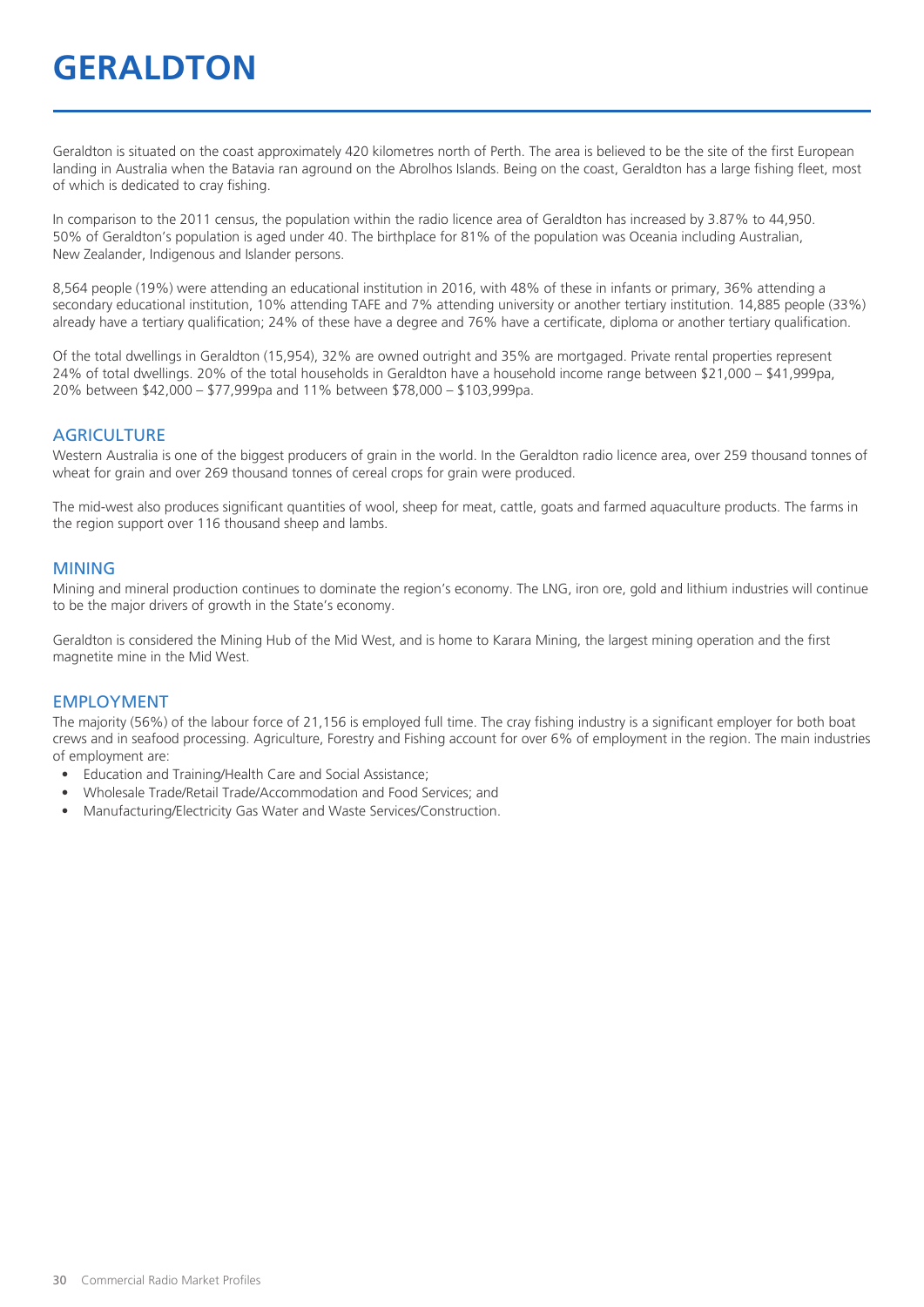# GERALDTON

Geraldton is situated on the coast approximately 420 kilometres north of Perth. The area is believed to be the site of the first European landing in Australia when the Batavia ran aground on the Abrolhos Islands. Being on the coast, Geraldton has a large fishing fleet, most of which is dedicated to cray fishing.

In comparison to the 2011 census, the population within the radio licence area of Geraldton has increased by 3.87% to 44,950. 50% of Geraldton's population is aged under 40. The birthplace for 81% of the population was Oceania including Australian, New Zealander, Indigenous and Islander persons.

8,564 people (19%) were attending an educational institution in 2016, with 48% of these in infants or primary, 36% attending a secondary educational institution, 10% attending TAFE and 7% attending university or another tertiary institution. 14,885 people (33%) already have a tertiary qualification; 24% of these have a degree and 76% have a certificate, diploma or another tertiary qualification.

Of the total dwellings in Geraldton (15,954), 32% are owned outright and 35% are mortgaged. Private rental properties represent 24% of total dwellings. 20% of the total households in Geraldton have a household income range between $21,000 – $41,999pa, 20% between $42,000 – $77,999pa and 11% between $78,000 – $103,999pa.

## AGRICULTURE

Western Australia is one of the biggest producers of grain in the world. In the Geraldton radio licence area, over 259 thousand tonnes of wheat for grain and over 269 thousand tonnes of cereal crops for grain were produced.

The mid-west also produces significant quantities of wool, sheep for meat, cattle, goats and farmed aquaculture products. The farms in the region support over 116 thousand sheep and lambs.

## MINING

Mining and mineral production continues to dominate the region's economy. The LNG, iron ore, gold and lithium industries will continue to be the major drivers of growth in the State's economy.

Geraldton is considered the Mining Hub of the Mid West, and is home to Karara Mining, the largest mining operation and the first magnetite mine in the Mid West.

## EMPLOYMENT

The majority (56%) of the labour force of 21,156 is employed full time. The cray fishing industry is a significant employer for both boat crews and in seafood processing. Agriculture, Forestry and Fishing account for over 6% of employment in the region. The main industries of employment are:

- Education and Training/Health Care and Social Assistance;
- Wholesale Trade/Retail Trade/Accommodation and Food Services; and
- Manufacturing/Electricity Gas Water and Waste Services/Construction.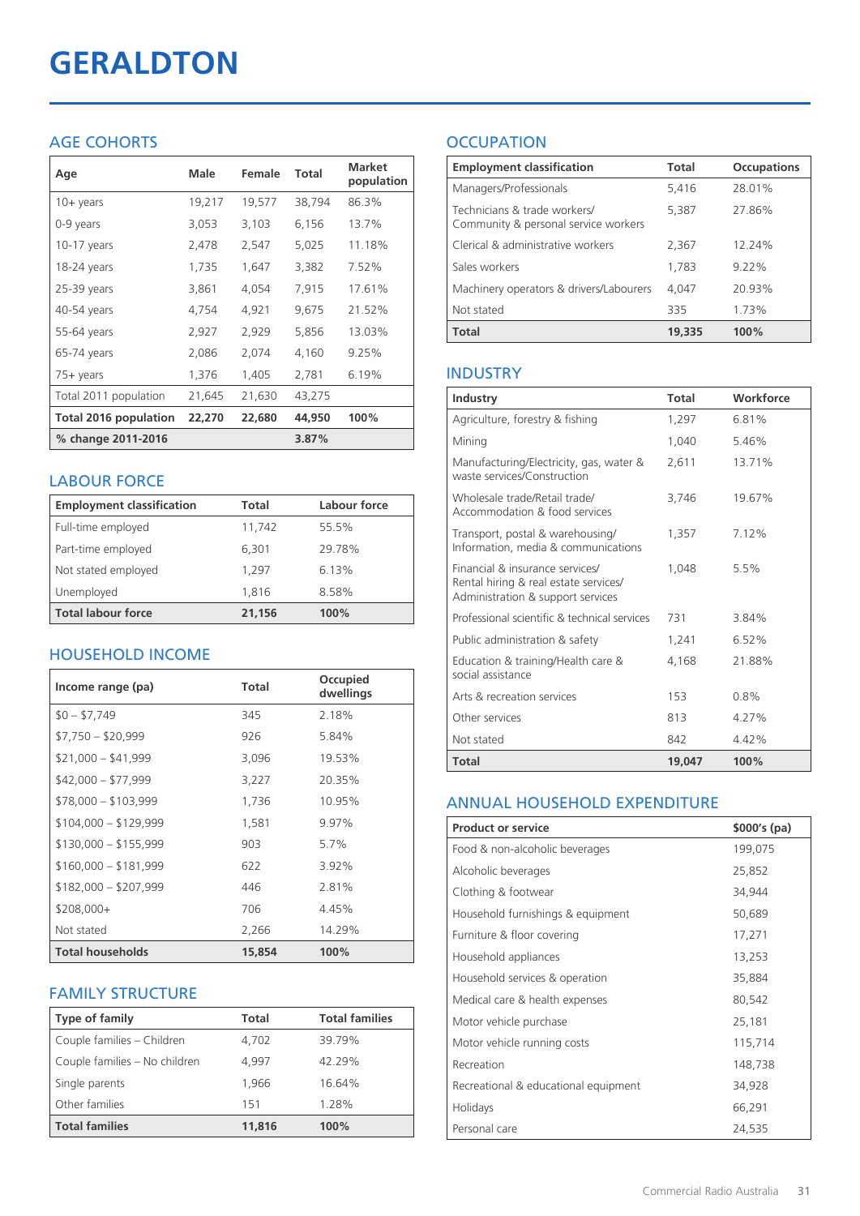# GERALDTON

## AGE COHORTS

| Age | Male | Female | Total | Market population |
|---|---|---|---|---|
| 10+ years | 19,217 | 19,577 | 38,794 | 86.3% |
| 0-9 years | 3,053 | 3,103 | 6,156 | 13.7% |
| 10-17 years | 2,478 | 2,547 | 5,025 | 11.18% |
| 18-24 years | 1,735 | 1,647 | 3,382 | 7.52% |
| 25-39 years | 3,861 | 4,054 | 7,915 | 17.61% |
| 40-54 years | 4,754 | 4,921 | 9,675 | 21.52% |
| 55-64 years | 2,927 | 2,929 | 5,856 | 13.03% |
| 65-74 years | 2,086 | 2,074 | 4,160 | 9.25% |
| 75+ years | 1,376 | 1,405 | 2,781 | 6.19% |
| Total 2011 population | 21,645 | 21,630 | 43,275 | |
| **Total 2016 population** | **22,270** | **22,680** | **44,950** | **100%** |
| **% change 2011-2016** | | | **3.87%** | |

## LABOUR FORCE

| Employment classification | Total | Labour force |
|---|---|---|
| Full-time employed | 11,742 | 55.5% |
| Part-time employed | 6,301 | 29.78% |
| Not stated employed | 1,297 | 6.13% |
| Unemployed | 1,816 | 8.58% |
| **Total labour force** | **21,156** | **100%** |

## HOUSEHOLD INCOME

| Income range (pa) | Total | Occupied dwellings |
|---|---|---|
| $0 – $7,749 | 345 | 2.18% |
| $7,750 – $20,999 | 926 | 5.84% |
| $21,000 – $41,999 | 3,096 | 19.53% |
| $42,000 – $77,999 | 3,227 | 20.35% |
| $78,000 – $103,999 | 1,736 | 10.95% |
| $104,000 – $129,999 | 1,581 | 9.97% |
| $130,000 – $155,999 | 903 | 5.7% |
| $160,000 – $181,999 | 622 | 3.92% |
| $182,000 – $207,999 | 446 | 2.81% |
| $208,000+ | 706 | 4.45% |
| Not stated | 2,266 | 14.29% |
| **Total households** | **15,854** | **100%** |

## FAMILY STRUCTURE

| Type of family | Total | Total families |
|---|---|---|
| Couple families – Children | 4,702 | 39.79% |
| Couple families – No children | 4,997 | 42.29% |
| Single parents | 1,966 | 16.64% |
| Other families | 151 | 1.28% |
| **Total families** | **11,816** | **100%** |

## OCCUPATION

| Employment classification | Total | Occupations |
|---|---|---|
| Managers/Professionals | 5,416 | 28.01% |
| Technicians & trade workers/ Community & personal service workers | 5,387 | 27.86% |
| Clerical & administrative workers | 2,367 | 12.24% |
| Sales workers | 1,783 | 9.22% |
| Machinery operators & drivers/Labourers | 4,047 | 20.93% |
| Not stated | 335 | 1.73% |
| **Total** | **19,335** | **100%** |

## INDUSTRY

| Industry | Total | Workforce |
|---|---|---|
| Agriculture, forestry & fishing | 1,297 | 6.81% |
| Mining | 1,040 | 5.46% |
| Manufacturing/Electricity, gas, water & waste services/Construction | 2,611 | 13.71% |
| Wholesale trade/Retail trade/ Accommodation & food services | 3,746 | 19.67% |
| Transport, postal & warehousing/ Information, media & communications | 1,357 | 7.12% |
| Financial & insurance services/ Rental hiring & real estate services/ Administration & support services | 1,048 | 5.5% |
| Professional scientific & technical services | 731 | 3.84% |
| Public administration & safety | 1,241 | 6.52% |
| Education & training/Health care & social assistance | 4,168 | 21.88% |
| Arts & recreation services | 153 | 0.8% |
| Other services | 813 | 4.27% |
| Not stated | 842 | 4.42% |
| **Total** | **19,047** | **100%** |

## ANNUAL HOUSEHOLD EXPENDITURE

| Product or service | $000's (pa) |
|---|---|
| Food & non-alcoholic beverages | 199,075 |
| Alcoholic beverages | 25,852 |
| Clothing & footwear | 34,944 |
| Household furnishings & equipment | 50,689 |
| Furniture & floor covering | 17,271 |
| Household appliances | 13,253 |
| Household services & operation | 35,884 |
| Medical care & health expenses | 80,542 |
| Motor vehicle purchase | 25,181 |
| Motor vehicle running costs | 115,714 |
| Recreation | 148,738 |
| Recreational & educational equipment | 34,928 |
| Holidays | 66,291 |
| Personal care | 24,535 |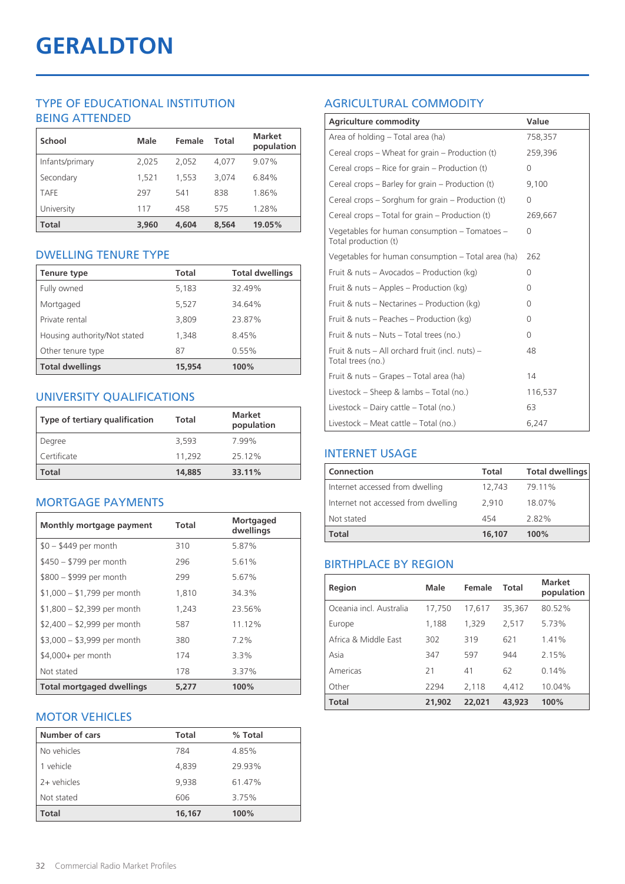# GERALDTON

## TYPE OF EDUCATIONAL INSTITUTION BEING ATTENDED

| School | Male | Female | Total | Market population |
|---|---|---|---|---|
| Infants/primary | 2,025 | 2,052 | 4,077 | 9.07% |
| Secondary | 1,521 | 1,553 | 3,074 | 6.84% |
| TAFE | 297 | 541 | 838 | 1.86% |
| University | 117 | 458 | 575 | 1.28% |
| **Total** | **3,960** | **4,604** | **8,564** | **19.05%** |

## DWELLING TENURE TYPE

| Tenure type | Total | Total dwellings |
|---|---|---|
| Fully owned | 5,183 | 32.49% |
| Mortgaged | 5,527 | 34.64% |
| Private rental | 3,809 | 23.87% |
| Housing authority/Not stated | 1,348 | 8.45% |
| Other tenure type | 87 | 0.55% |
| **Total dwellings** | **15,954** | **100%** |

## UNIVERSITY QUALIFICATIONS

| Type of tertiary qualification | Total | Market population |
|---|---|---|
| Degree | 3,593 | 7.99% |
| Certificate | 11,292 | 25.12% |
| **Total** | **14,885** | **33.11%** |

## MORTGAGE PAYMENTS

| Monthly mortgage payment | Total | Mortgaged dwellings |
|---|---|---|
| $0 – $449 per month | 310 | 5.87% |
| $450 – $799 per month | 296 | 5.61% |
| $800 – $999 per month | 299 | 5.67% |
| $1,000 – $1,799 per month | 1,810 | 34.3% |
| $1,800 – $2,399 per month | 1,243 | 23.56% |
| $2,400 – $2,999 per month | 587 | 11.12% |
| $3,000 – $3,999 per month | 380 | 7.2% |
| $4,000+ per month | 174 | 3.3% |
| Not stated | 178 | 3.37% |
| **Total mortgaged dwellings** | **5,277** | **100%** |

## MOTOR VEHICLES

| Number of cars | Total | % Total |
|---|---|---|
| No vehicles | 784 | 4.85% |
| 1 vehicle | 4,839 | 29.93% |
| 2+ vehicles | 9,938 | 61.47% |
| Not stated | 606 | 3.75% |
| **Total** | **16,167** | **100%** |

## AGRICULTURAL COMMODITY

| Agriculture commodity | Value |
|---|---|
| Area of holding – Total area (ha) | 758,357 |
| Cereal crops – Wheat for grain – Production (t) | 259,396 |
| Cereal crops – Rice for grain – Production (t) | 0 |
| Cereal crops – Barley for grain – Production (t) | 9,100 |
| Cereal crops – Sorghum for grain – Production (t) | 0 |
| Cereal crops – Total for grain – Production (t) | 269,667 |
| Vegetables for human consumption – Tomatoes – Total production (t) | 0 |
| Vegetables for human consumption – Total area (ha) | 262 |
| Fruit & nuts – Avocados – Production (kg) | 0 |
| Fruit & nuts – Apples – Production (kg) | 0 |
| Fruit & nuts – Nectarines – Production (kg) | 0 |
| Fruit & nuts – Peaches – Production (kg) | 0 |
| Fruit & nuts – Nuts – Total trees (no.) | 0 |
| Fruit & nuts – All orchard fruit (incl. nuts) – Total trees (no.) | 48 |
| Fruit & nuts – Grapes – Total area (ha) | 14 |
| Livestock – Sheep & lambs – Total (no.) | 116,537 |
| Livestock – Dairy cattle – Total (no.) | 63 |
| Livestock – Meat cattle – Total (no.) | 6,247 |

## INTERNET USAGE

| Connection | Total | Total dwellings |
|---|---|---|
| Internet accessed from dwelling | 12,743 | 79.11% |
| Internet not accessed from dwelling | 2,910 | 18.07% |
| Not stated | 454 | 2.82% |
| **Total** | **16,107** | **100%** |

## BIRTHPLACE BY REGION

| Region | Male | Female | Total | Market population |
|---|---|---|---|---|
| Oceania incl. Australia | 17,750 | 17,617 | 35,367 | 80.52% |
| Europe | 1,188 | 1,329 | 2,517 | 5.73% |
| Africa & Middle East | 302 | 319 | 621 | 1.41% |
| Asia | 347 | 597 | 944 | 2.15% |
| Americas | 21 | 41 | 62 | 0.14% |
| Other | 2294 | 2,118 | 4,412 | 10.04% |
| **Total** | **21,902** | **22,021** | **43,923** | **100%** |